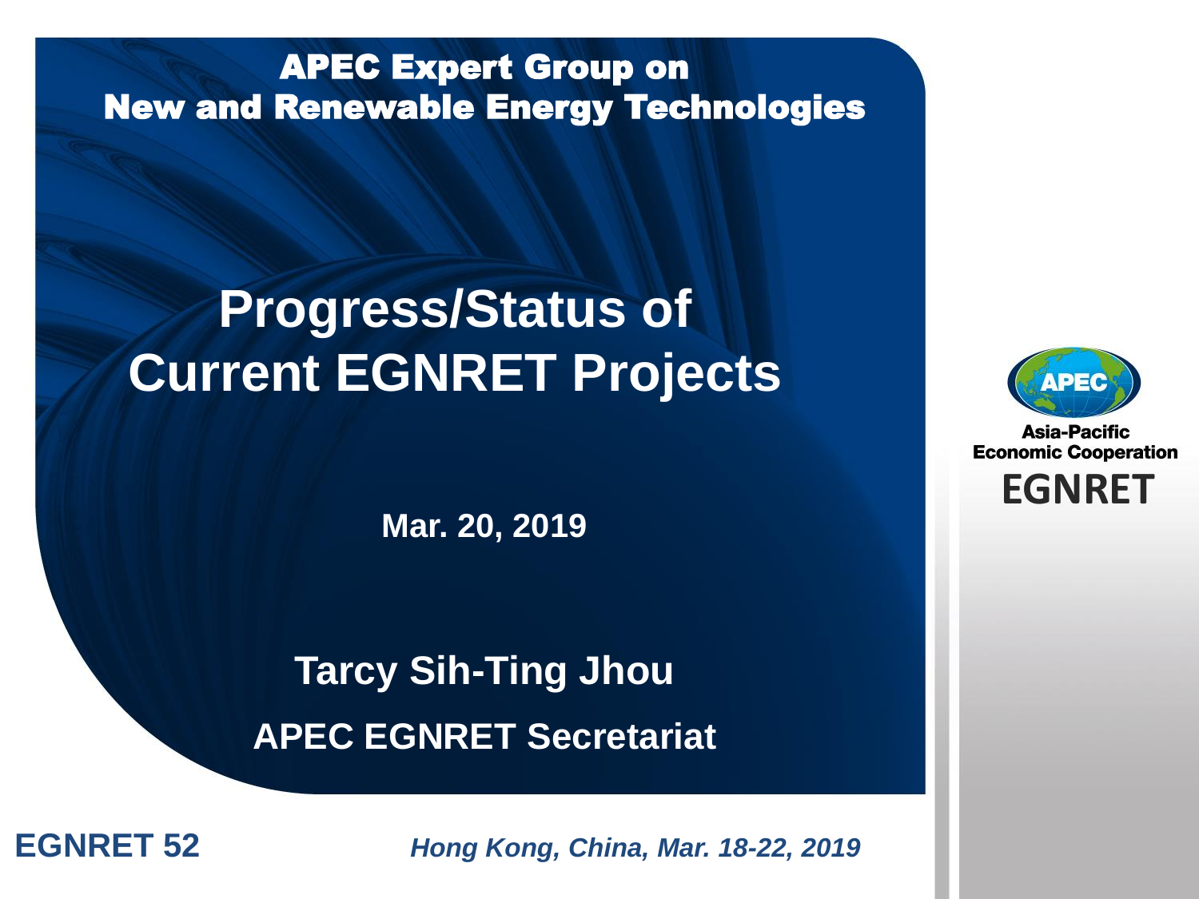APEC Expert Group on New and Renewable Energy Technologies

# Progress/Status of Current EGNRET Projects

**Mar. 20, 2019**

**Tarcy Sih-Ting Jhou**

**APEC EGNRET Secretariat**

Asia-Pacific Economic Cooperation

EGNRET

**EGNRET 52**

*Hong Kong, China, Mar. 18-22, 2019*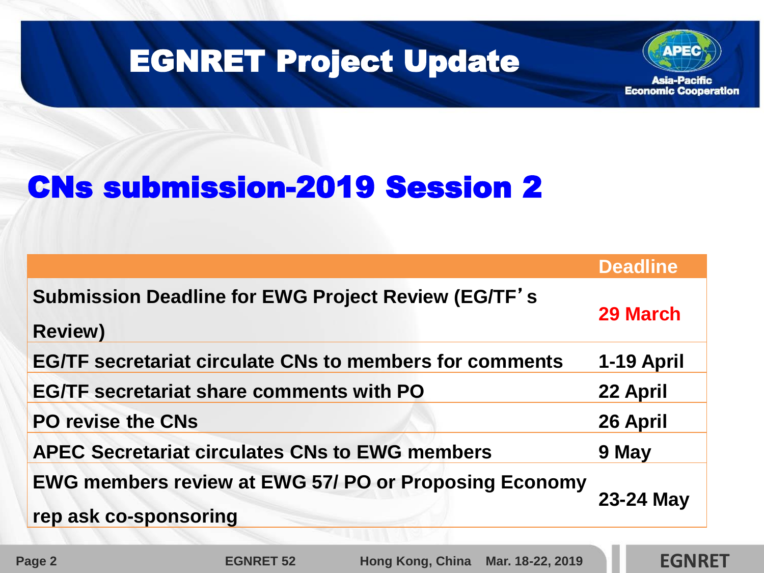# EGNRET Project Update

## CNs submission-2019 Session 2

| | Deadline |
|---|---|
| Submission Deadline for EWG Project Review (EG/TF's Review) | 29 March |
| EG/TF secretariat circulate CNs to members for comments | 1-19 April |
| EG/TF secretariat share comments with PO | 22 April |
| PO revise the CNs | 26 April |
| APEC Secretariat circulates CNs to EWG members | 9 May |
| EWG members review at EWG 57/ PO or Proposing Economy rep ask co-sponsoring | 23-24 May |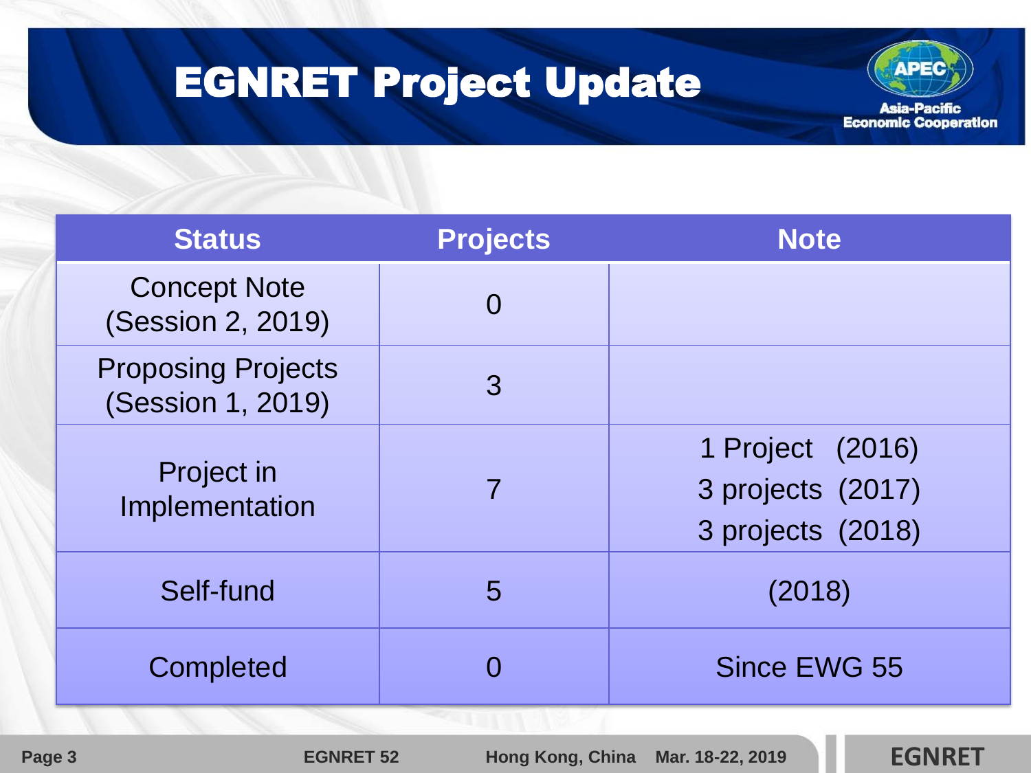# EGNRET Project Update

| Status | Projects | Note |
|---|---|---|
| Concept Note (Session 2, 2019) | 0 | |
| Proposing Projects (Session 1, 2019) | 3 | |
| Project in Implementation | 7 | 1 Project (2016)<br>3 projects (2017)<br>3 projects (2018) |
| Self-fund | 5 | (2018) |
| Completed | 0 | Since EWG 55 |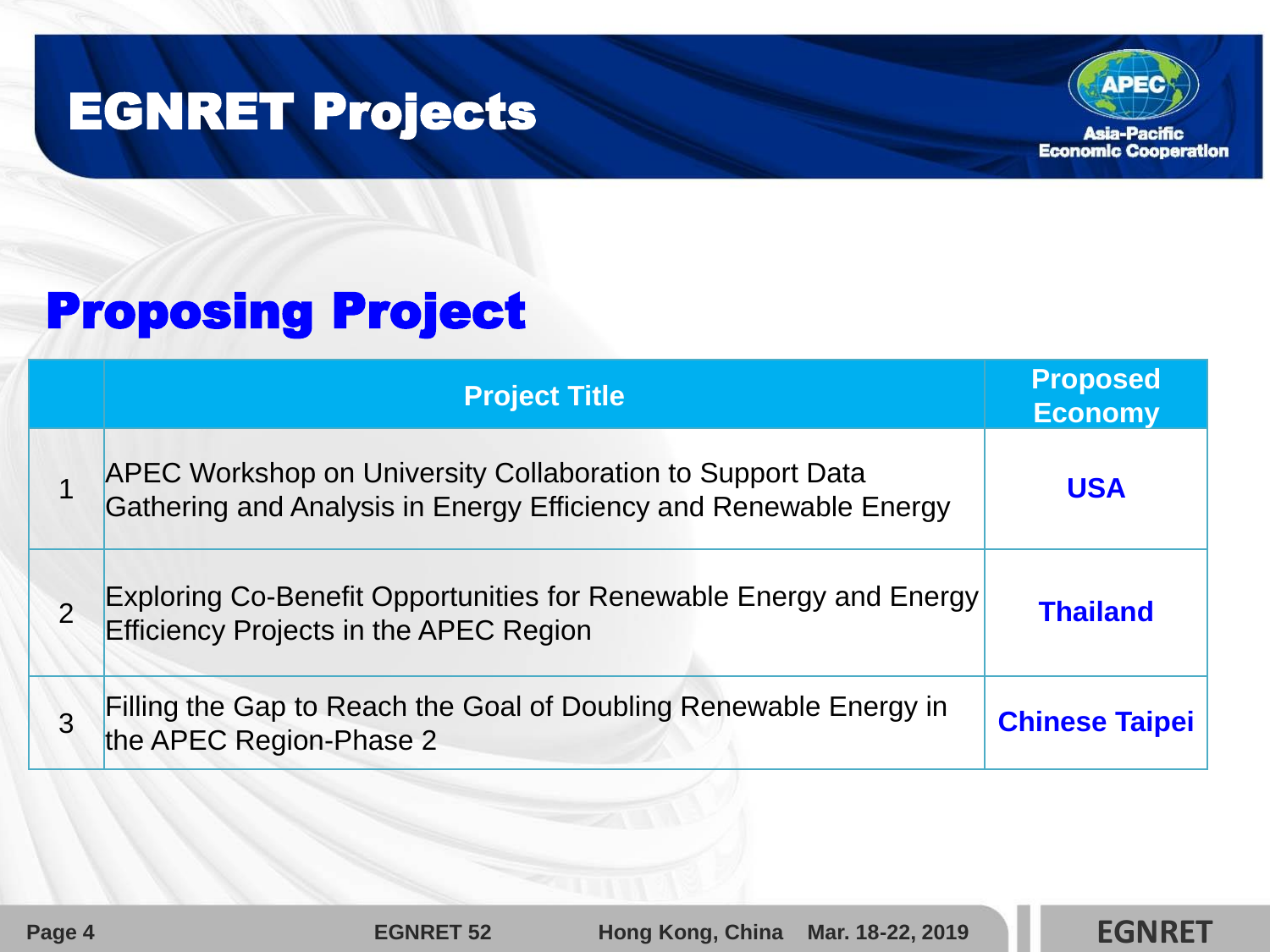# EGNRET Projects

## Proposing Project

| | Project Title | Proposed Economy |
|---|---|---|
| 1 | APEC Workshop on University Collaboration to Support Data Gathering and Analysis in Energy Efficiency and Renewable Energy | **USA** |
| 2 | Exploring Co-Benefit Opportunities for Renewable Energy and Energy Efficiency Projects in the APEC Region | **Thailand** |
| 3 | Filling the Gap to Reach the Goal of Doubling Renewable Energy in the APEC Region-Phase 2 | **Chinese Taipei** |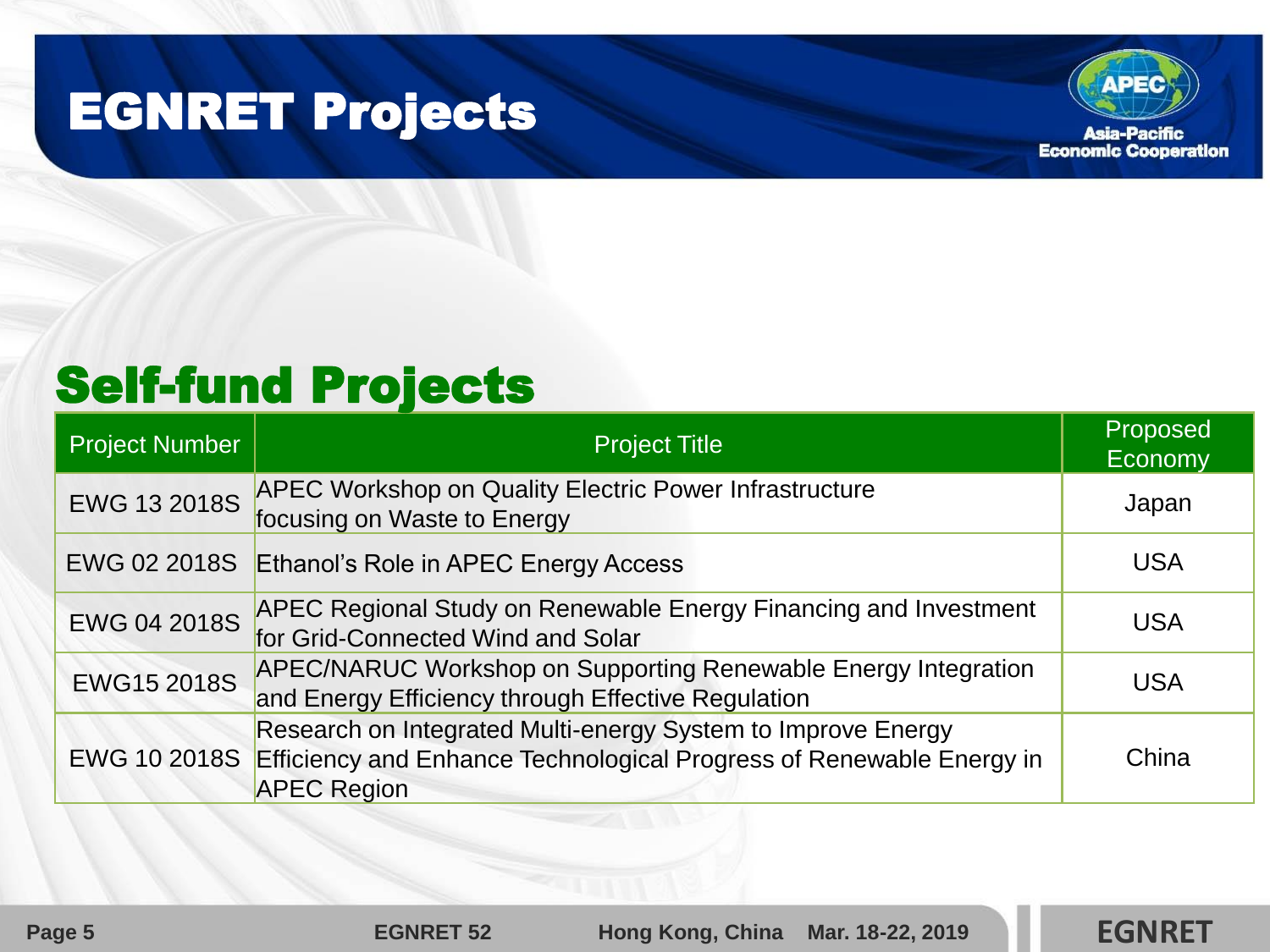# EGNRET Projects

## Self-fund Projects

| Project Number | Project Title | Proposed Economy |
|---|---|---|
| EWG 13 2018S | APEC Workshop on Quality Electric Power Infrastructure focusing on Waste to Energy | Japan |
| EWG 02 2018S | Ethanol's Role in APEC Energy Access | USA |
| EWG 04 2018S | APEC Regional Study on Renewable Energy Financing and Investment for Grid-Connected Wind and Solar | USA |
| EWG15 2018S | APEC/NARUC Workshop on Supporting Renewable Energy Integration and Energy Efficiency through Effective Regulation | USA |
| EWG 10 2018S | Research on Integrated Multi-energy System to Improve Energy Efficiency and Enhance Technological Progress of Renewable Energy in APEC Region | China |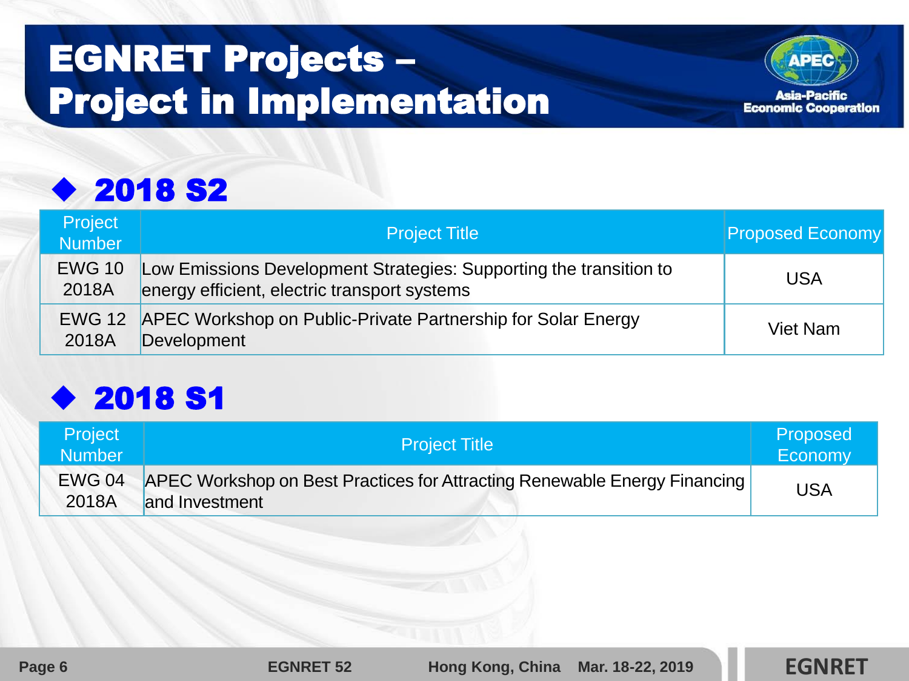# EGNRET Projects – Project in Implementation

## ◆ 2018 S2

| Project Number | Project Title | Proposed Economy |
|---|---|---|
| EWG 10 2018A | Low Emissions Development Strategies: Supporting the transition to energy efficient, electric transport systems | USA |
| EWG 12 2018A | APEC Workshop on Public-Private Partnership for Solar Energy Development | Viet Nam |

## ◆ 2018 S1

| Project Number | Project Title | Proposed Economy |
|---|---|---|
| EWG 04 2018A | APEC Workshop on Best Practices for Attracting Renewable Energy Financing and Investment | USA |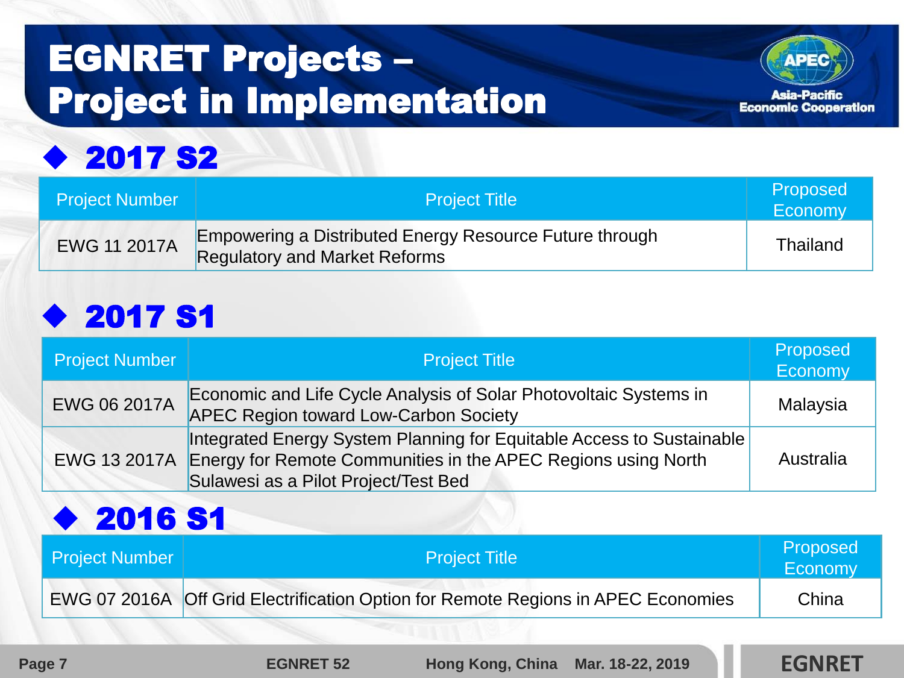# EGNRET Projects – Project in Implementation

## 2017 S2

| Project Number | Project Title | Proposed Economy |
| --- | --- | --- |
| EWG 11 2017A | Empowering a Distributed Energy Resource Future through Regulatory and Market Reforms | Thailand |

## 2017 S1

| Project Number | Project Title | Proposed Economy |
| --- | --- | --- |
| EWG 06 2017A | Economic and Life Cycle Analysis of Solar Photovoltaic Systems in APEC Region toward Low-Carbon Society | Malaysia |
| EWG 13 2017A | Integrated Energy System Planning for Equitable Access to Sustainable Energy for Remote Communities in the APEC Regions using North Sulawesi as a Pilot Project/Test Bed | Australia |

## 2016 S1

| Project Number | Project Title | Proposed Economy |
| --- | --- | --- |
| EWG 07 2016A | Off Grid Electrification Option for Remote Regions in APEC Economies | China |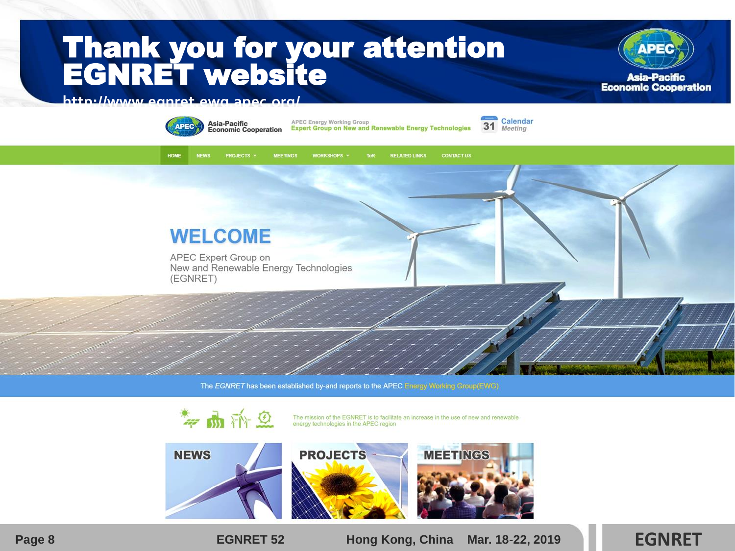# Thank you for your attention
# EGNRET website

http://www.egnret.ewg.apec.org/

Asia-Pacific Economic Cooperation

APEC Energy Working Group
Expert Group on New and Renewable Energy Technologies

31 Calendar
Meeting

HOME | NEWS | PROJECTS | MEETINGS | WORKSHOPS | ToR | RELATED LINKS | CONTACT US

## WELCOME

APEC Expert Group on
New and Renewable Energy Technologies
(EGNRET)

The *EGNRET* has been established by-and reports to the APEC Energy Working Group(EWG)

The mission of the EGNRET is to facilitate an increase in the use of new and renewable energy technologies in the APEC region

NEWS | PROJECTS | MEETINGS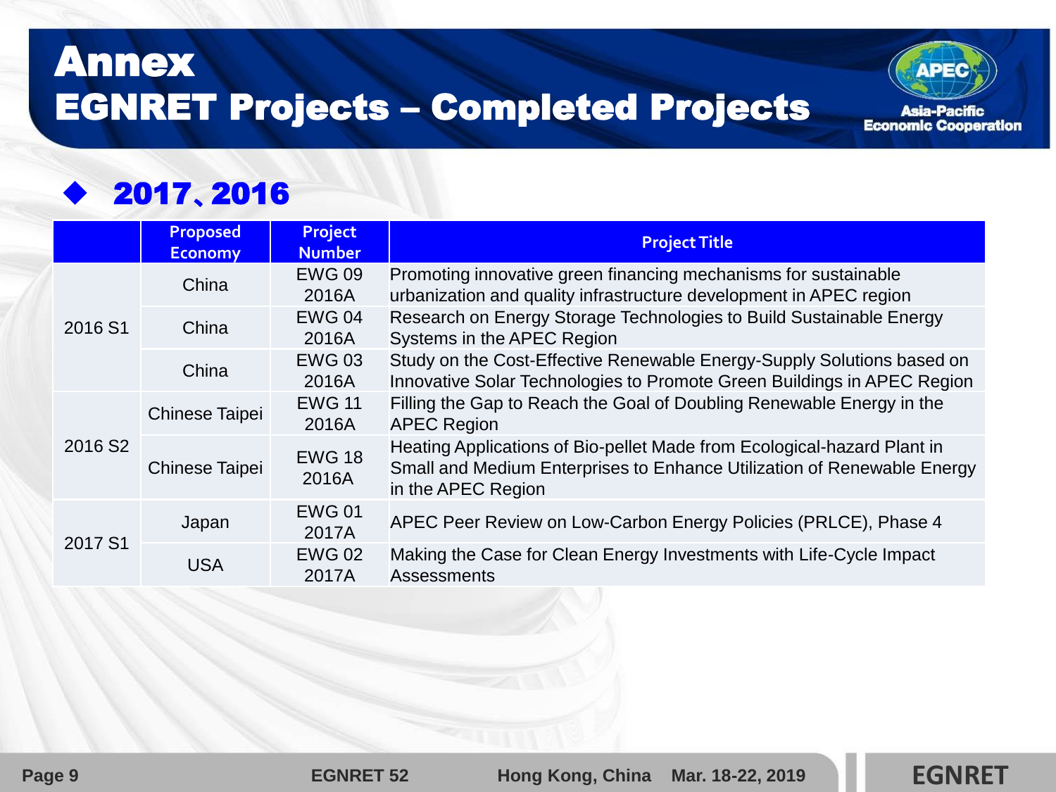# Annex
# EGNRET Projects – Completed Projects

## ◆ 2017、2016

| | Proposed Economy | Project Number | Project Title |
|---|---|---|---|
| 2016 S1 | China | EWG 09 2016A | Promoting innovative green financing mechanisms for sustainable urbanization and quality infrastructure development in APEC region |
| | China | EWG 04 2016A | Research on Energy Storage Technologies to Build Sustainable Energy Systems in the APEC Region |
| | China | EWG 03 2016A | Study on the Cost-Effective Renewable Energy-Supply Solutions based on Innovative Solar Technologies to Promote Green Buildings in APEC Region |
| 2016 S2 | Chinese Taipei | EWG 11 2016A | Filling the Gap to Reach the Goal of Doubling Renewable Energy in the APEC Region |
| | Chinese Taipei | EWG 18 2016A | Heating Applications of Bio-pellet Made from Ecological-hazard Plant in Small and Medium Enterprises to Enhance Utilization of Renewable Energy in the APEC Region |
| 2017 S1 | Japan | EWG 01 2017A | APEC Peer Review on Low-Carbon Energy Policies (PRLCE), Phase 4 |
| | USA | EWG 02 2017A | Making the Case for Clean Energy Investments with Life-Cycle Impact Assessments |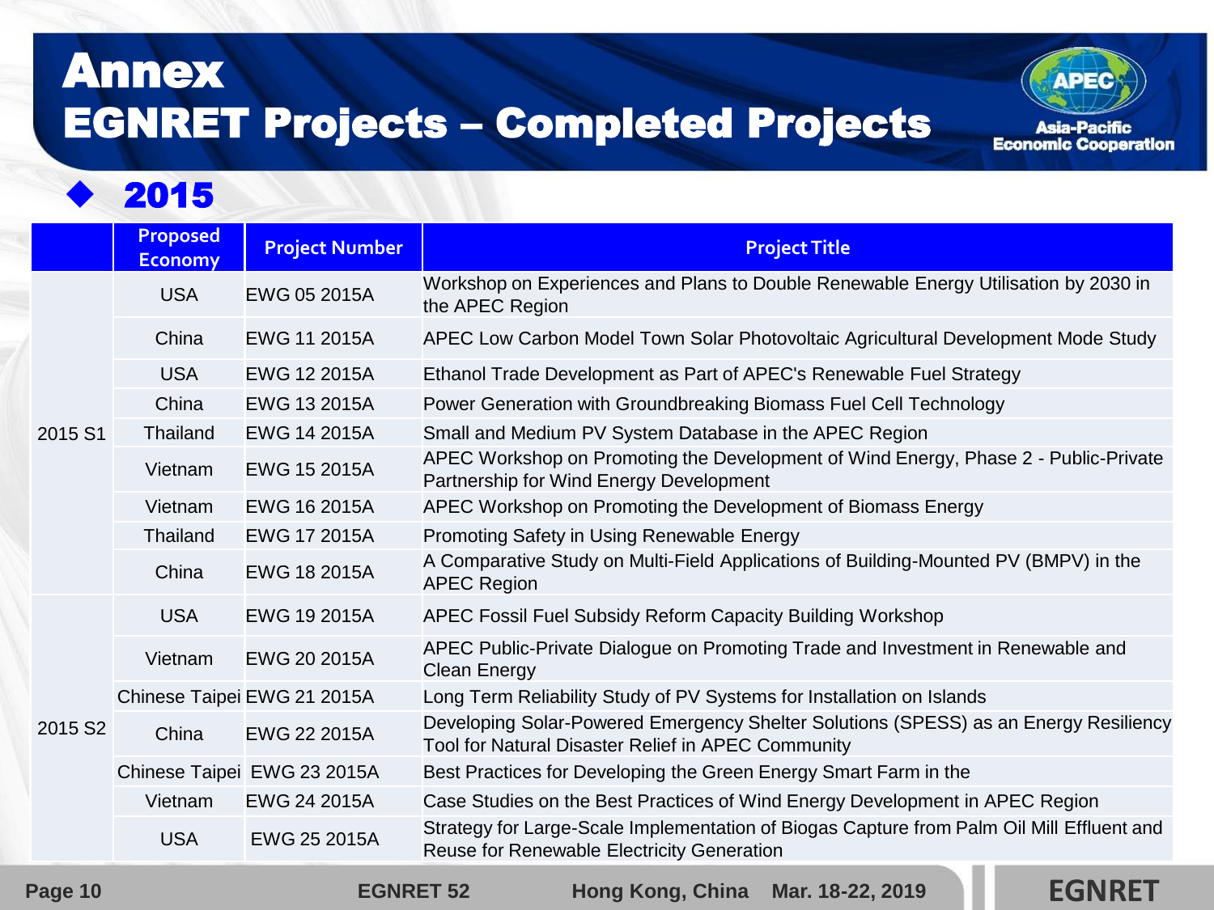# Annex
# EGNRET Projects – Completed Projects

## 2015

| | Proposed Economy | Project Number | Project Title |
|---|---|---|---|
| 2015 S1 | USA | EWG 05 2015A | Workshop on Experiences and Plans to Double Renewable Energy Utilisation by 2030 in the APEC Region |
| | China | EWG 11 2015A | APEC Low Carbon Model Town Solar Photovoltaic Agricultural Development Mode Study |
| | USA | EWG 12 2015A | Ethanol Trade Development as Part of APEC's Renewable Fuel Strategy |
| | China | EWG 13 2015A | Power Generation with Groundbreaking Biomass Fuel Cell Technology |
| | Thailand | EWG 14 2015A | Small and Medium PV System Database in the APEC Region |
| | Vietnam | EWG 15 2015A | APEC Workshop on Promoting the Development of Wind Energy, Phase 2 - Public-Private Partnership for Wind Energy Development |
| | Vietnam | EWG 16 2015A | APEC Workshop on Promoting the Development of Biomass Energy |
| | Thailand | EWG 17 2015A | Promoting Safety in Using Renewable Energy |
| | China | EWG 18 2015A | A Comparative Study on Multi-Field Applications of Building-Mounted PV (BMPV) in the APEC Region |
| 2015 S2 | USA | EWG 19 2015A | APEC Fossil Fuel Subsidy Reform Capacity Building Workshop |
| | Vietnam | EWG 20 2015A | APEC Public-Private Dialogue on Promoting Trade and Investment in Renewable and Clean Energy |
| | Chinese Taipei | EWG 21 2015A | Long Term Reliability Study of PV Systems for Installation on Islands |
| | China | EWG 22 2015A | Developing Solar-Powered Emergency Shelter Solutions (SPESS) as an Energy Resiliency Tool for Natural Disaster Relief in APEC Community |
| | Chinese Taipei | EWG 23 2015A | Best Practices for Developing the Green Energy Smart Farm in the |
| | Vietnam | EWG 24 2015A | Case Studies on the Best Practices of Wind Energy Development in APEC Region |
| | USA | EWG 25 2015A | Strategy for Large-Scale Implementation of Biogas Capture from Palm Oil Mill Effluent and Reuse for Renewable Electricity Generation |